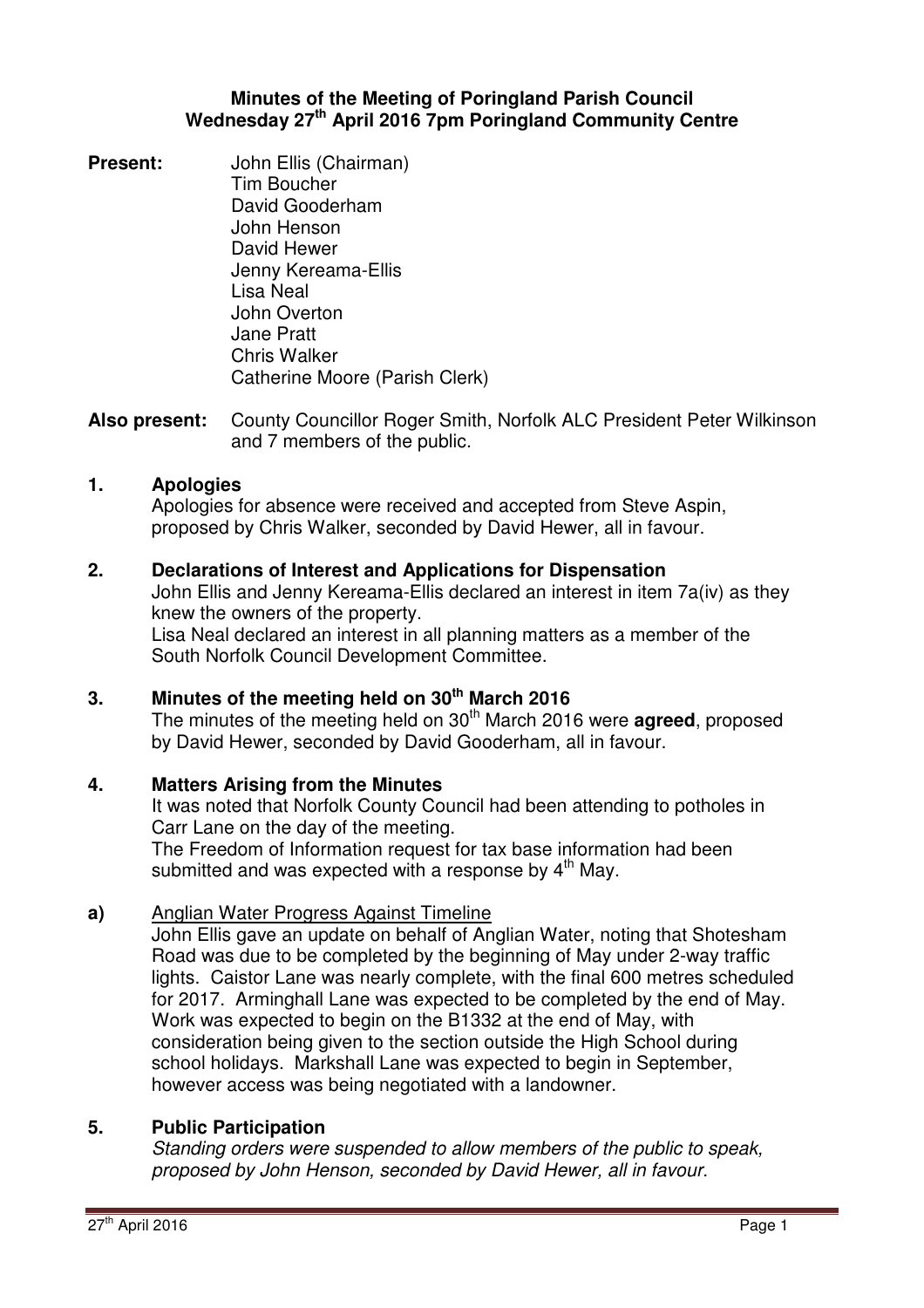# Minutes of the Meeting of Poringland Parish Council
## Wednesday 27th April 2016 7pm Poringland Community Centre

**Present:**
John Ellis (Chairman)
Tim Boucher
David Gooderham
John Henson
David Hewer
Jenny Kereama-Ellis
Lisa Neal
John Overton
Jane Pratt
Chris Walker
Catherine Moore (Parish Clerk)

**Also present:** County Councillor Roger Smith, Norfolk ALC President Peter Wilkinson and 7 members of the public.

### 1. Apologies

Apologies for absence were received and accepted from Steve Aspin, proposed by Chris Walker, seconded by David Hewer, all in favour.

### 2. Declarations of Interest and Applications for Dispensation

John Ellis and Jenny Kereama-Ellis declared an interest in item 7a(iv) as they knew the owners of the property.
Lisa Neal declared an interest in all planning matters as a member of the South Norfolk Council Development Committee.

### 3. Minutes of the meeting held on 30th March 2016

The minutes of the meeting held on 30th March 2016 were **agreed**, proposed by David Hewer, seconded by David Gooderham, all in favour.

### 4. Matters Arising from the Minutes

It was noted that Norfolk County Council had been attending to potholes in Carr Lane on the day of the meeting.
The Freedom of Information request for tax base information had been submitted and was expected with a response by 4th May.

**a)** Anglian Water Progress Against Timeline

John Ellis gave an update on behalf of Anglian Water, noting that Shotesham Road was due to be completed by the beginning of May under 2-way traffic lights. Caistor Lane was nearly complete, with the final 600 metres scheduled for 2017. Arminghall Lane was expected to be completed by the end of May. Work was expected to begin on the B1332 at the end of May, with consideration being given to the section outside the High School during school holidays. Markshall Lane was expected to begin in September, however access was being negotiated with a landowner.

### 5. Public Participation

*Standing orders were suspended to allow members of the public to speak, proposed by John Henson, seconded by David Hewer, all in favour.*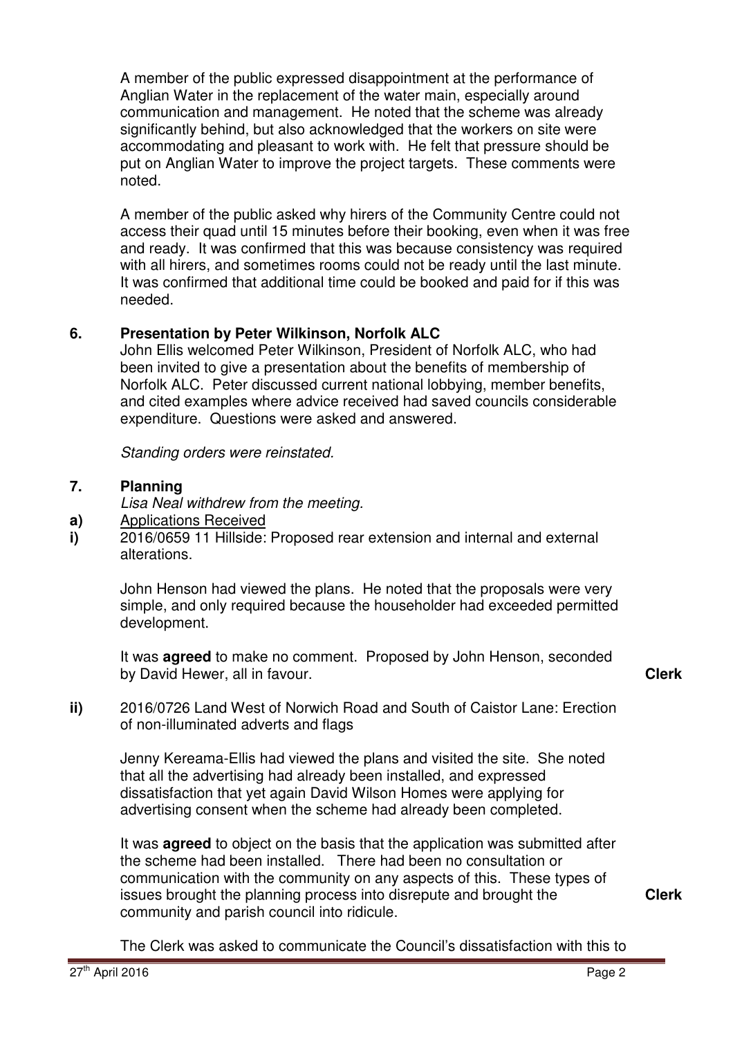A member of the public expressed disappointment at the performance of Anglian Water in the replacement of the water main, especially around communication and management. He noted that the scheme was already significantly behind, but also acknowledged that the workers on site were accommodating and pleasant to work with. He felt that pressure should be put on Anglian Water to improve the project targets. These comments were noted.

A member of the public asked why hirers of the Community Centre could not access their quad until 15 minutes before their booking, even when it was free and ready. It was confirmed that this was because consistency was required with all hirers, and sometimes rooms could not be ready until the last minute. It was confirmed that additional time could be booked and paid for if this was needed.

## 6. Presentation by Peter Wilkinson, Norfolk ALC

John Ellis welcomed Peter Wilkinson, President of Norfolk ALC, who had been invited to give a presentation about the benefits of membership of Norfolk ALC. Peter discussed current national lobbying, member benefits, and cited examples where advice received had saved councils considerable expenditure. Questions were asked and answered.

*Standing orders were reinstated.*

## 7. Planning

*Lisa Neal withdrew from the meeting.*

**a)** Applications Received

**i)** 2016/0659 11 Hillside: Proposed rear extension and internal and external alterations.

John Henson had viewed the plans. He noted that the proposals were very simple, and only required because the householder had exceeded permitted development.

It was **agreed** to make no comment. Proposed by John Henson, seconded by David Hewer, all in favour. **Clerk**

**ii)** 2016/0726 Land West of Norwich Road and South of Caistor Lane: Erection of non-illuminated adverts and flags

Jenny Kereama-Ellis had viewed the plans and visited the site. She noted that all the advertising had already been installed, and expressed dissatisfaction that yet again David Wilson Homes were applying for advertising consent when the scheme had already been completed.

It was **agreed** to object on the basis that the application was submitted after the scheme had been installed. There had been no consultation or communication with the community on any aspects of this. These types of issues brought the planning process into disrepute and brought the community and parish council into ridicule. **Clerk**

The Clerk was asked to communicate the Council's dissatisfaction with this to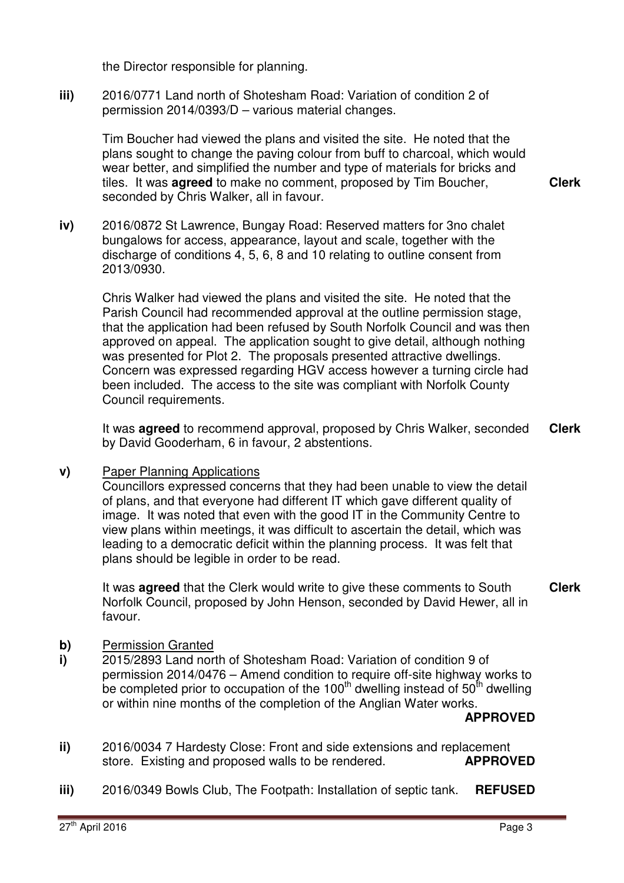the Director responsible for planning.

**iii)** 2016/0771 Land north of Shotesham Road: Variation of condition 2 of permission 2014/0393/D – various material changes.

Tim Boucher had viewed the plans and visited the site. He noted that the plans sought to change the paving colour from buff to charcoal, which would wear better, and simplified the number and type of materials for bricks and tiles. It was **agreed** to make no comment, proposed by Tim Boucher, seconded by Chris Walker, all in favour. **Clerk**

**iv)** 2016/0872 St Lawrence, Bungay Road: Reserved matters for 3no chalet bungalows for access, appearance, layout and scale, together with the discharge of conditions 4, 5, 6, 8 and 10 relating to outline consent from 2013/0930.

Chris Walker had viewed the plans and visited the site. He noted that the Parish Council had recommended approval at the outline permission stage, that the application had been refused by South Norfolk Council and was then approved on appeal. The application sought to give detail, although nothing was presented for Plot 2. The proposals presented attractive dwellings. Concern was expressed regarding HGV access however a turning circle had been included. The access to the site was compliant with Norfolk County Council requirements.

It was **agreed** to recommend approval, proposed by Chris Walker, seconded by David Gooderham, 6 in favour, 2 abstentions. **Clerk**

**v)** Paper Planning Applications

Councillors expressed concerns that they had been unable to view the detail of plans, and that everyone had different IT which gave different quality of image. It was noted that even with the good IT in the Community Centre to view plans within meetings, it was difficult to ascertain the detail, which was leading to a democratic deficit within the planning process. It was felt that plans should be legible in order to be read.

It was **agreed** that the Clerk would write to give these comments to South Norfolk Council, proposed by John Henson, seconded by David Hewer, all in favour. **Clerk**

**b)** Permission Granted

**i)** 2015/2893 Land north of Shotesham Road: Variation of condition 9 of permission 2014/0476 – Amend condition to require off-site highway works to be completed prior to occupation of the 100th dwelling instead of 50th dwelling or within nine months of the completion of the Anglian Water works. **APPROVED**

**ii)** 2016/0034 7 Hardesty Close: Front and side extensions and replacement store. Existing and proposed walls to be rendered. **APPROVED**

**iii)** 2016/0349 Bowls Club, The Footpath: Installation of septic tank. **REFUSED**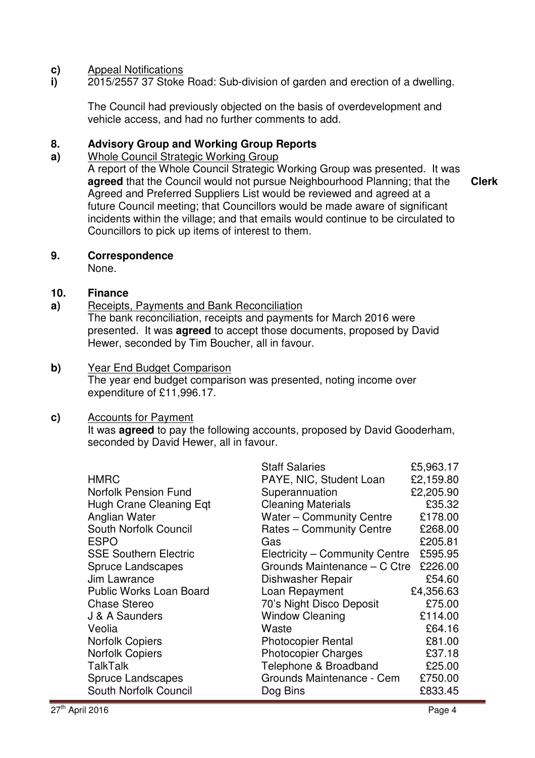**c)** Appeal Notifications

**i)** 2015/2557 37 Stoke Road: Sub-division of garden and erection of a dwelling.

The Council had previously objected on the basis of overdevelopment and vehicle access, and had no further comments to add.

## 8. Advisory Group and Working Group Reports

**a)** Whole Council Strategic Working Group

A report of the Whole Council Strategic Working Group was presented. It was **agreed** that the Council would not pursue Neighbourhood Planning; that the Agreed and Preferred Suppliers List would be reviewed and agreed at a future Council meeting; that Councillors would be made aware of significant incidents within the village; and that emails would continue to be circulated to Councillors to pick up items of interest to them. **Clerk**

## 9. Correspondence

None.

## 10. Finance

**a)** Receipts, Payments and Bank Reconciliation

The bank reconciliation, receipts and payments for March 2016 were presented. It was **agreed** to accept those documents, proposed by David Hewer, seconded by Tim Boucher, all in favour.

**b)** Year End Budget Comparison

The year end budget comparison was presented, noting income over expenditure of £11,996.17.

**c)** Accounts for Payment

It was **agreed** to pay the following accounts, proposed by David Gooderham, seconded by David Hewer, all in favour.

| | | |
|---|---|---|
| | Staff Salaries | £5,963.17 |
| HMRC | PAYE, NIC, Student Loan | £2,159.80 |
| Norfolk Pension Fund | Superannuation | £2,205.90 |
| Hugh Crane Cleaning Eqt | Cleaning Materials | £35.32 |
| Anglian Water | Water – Community Centre | £178.00 |
| South Norfolk Council | Rates – Community Centre | £268.00 |
| ESPO | Gas | £205.81 |
| SSE Southern Electric | Electricity – Community Centre | £595.95 |
| Spruce Landscapes | Grounds Maintenance – C Ctre | £226.00 |
| Jim Lawrance | Dishwasher Repair | £54.60 |
| Public Works Loan Board | Loan Repayment | £4,356.63 |
| Chase Stereo | 70's Night Disco Deposit | £75.00 |
| J & A Saunders | Window Cleaning | £114.00 |
| Veolia | Waste | £64.16 |
| Norfolk Copiers | Photocopier Rental | £81.00 |
| Norfolk Copiers | Photocopier Charges | £37.18 |
| TalkTalk | Telephone & Broadband | £25.00 |
| Spruce Landscapes | Grounds Maintenance - Cem | £750.00 |
| South Norfolk Council | Dog Bins | £833.45 |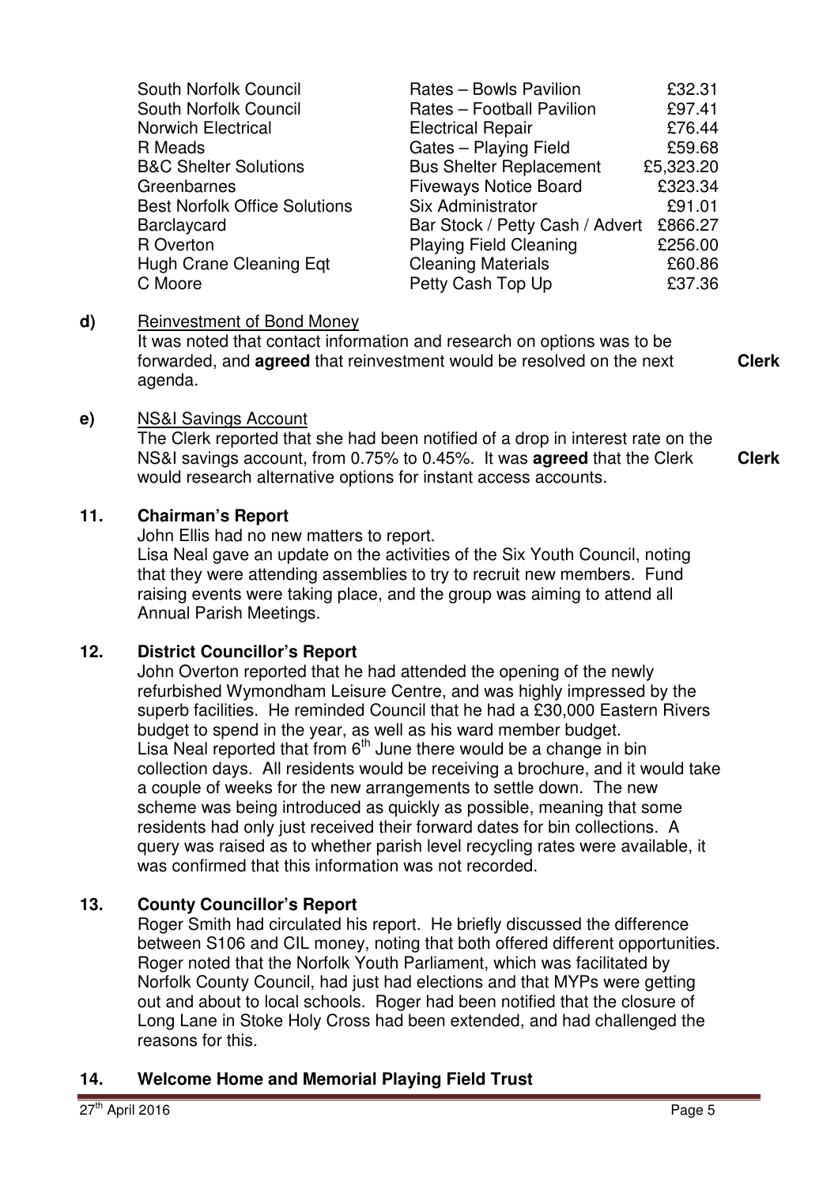| | | |
|---|---|---|
| South Norfolk Council | Rates – Bowls Pavilion | £32.31 |
| South Norfolk Council | Rates – Football Pavilion | £97.41 |
| Norwich Electrical | Electrical Repair | £76.44 |
| R Meads | Gates – Playing Field | £59.68 |
| B&C Shelter Solutions | Bus Shelter Replacement | £5,323.20 |
| Greenbarnes | Fiveways Notice Board | £323.34 |
| Best Norfolk Office Solutions | Six Administrator | £91.01 |
| Barclaycard | Bar Stock / Petty Cash / Advert | £866.27 |
| R Overton | Playing Field Cleaning | £256.00 |
| Hugh Crane Cleaning Eqt | Cleaning Materials | £60.86 |
| C Moore | Petty Cash Top Up | £37.36 |

**d)** Reinvestment of Bond Money

It was noted that contact information and research on options was to be forwarded, and **agreed** that reinvestment would be resolved on the next agenda. **Clerk**

**e)** NS&I Savings Account

The Clerk reported that she had been notified of a drop in interest rate on the NS&I savings account, from 0.75% to 0.45%. It was **agreed** that the Clerk would research alternative options for instant access accounts. **Clerk**

## 11. Chairman's Report

John Ellis had no new matters to report.

Lisa Neal gave an update on the activities of the Six Youth Council, noting that they were attending assemblies to try to recruit new members. Fund raising events were taking place, and the group was aiming to attend all Annual Parish Meetings.

## 12. District Councillor's Report

John Overton reported that he had attended the opening of the newly refurbished Wymondham Leisure Centre, and was highly impressed by the superb facilities. He reminded Council that he had a £30,000 Eastern Rivers budget to spend in the year, as well as his ward member budget.

Lisa Neal reported that from 6th June there would be a change in bin collection days. All residents would be receiving a brochure, and it would take a couple of weeks for the new arrangements to settle down. The new scheme was being introduced as quickly as possible, meaning that some residents had only just received their forward dates for bin collections. A query was raised as to whether parish level recycling rates were available, it was confirmed that this information was not recorded.

## 13. County Councillor's Report

Roger Smith had circulated his report. He briefly discussed the difference between S106 and CIL money, noting that both offered different opportunities. Roger noted that the Norfolk Youth Parliament, which was facilitated by Norfolk County Council, had just had elections and that MYPs were getting out and about to local schools. Roger had been notified that the closure of Long Lane in Stoke Holy Cross had been extended, and had challenged the reasons for this.

## 14. Welcome Home and Memorial Playing Field Trust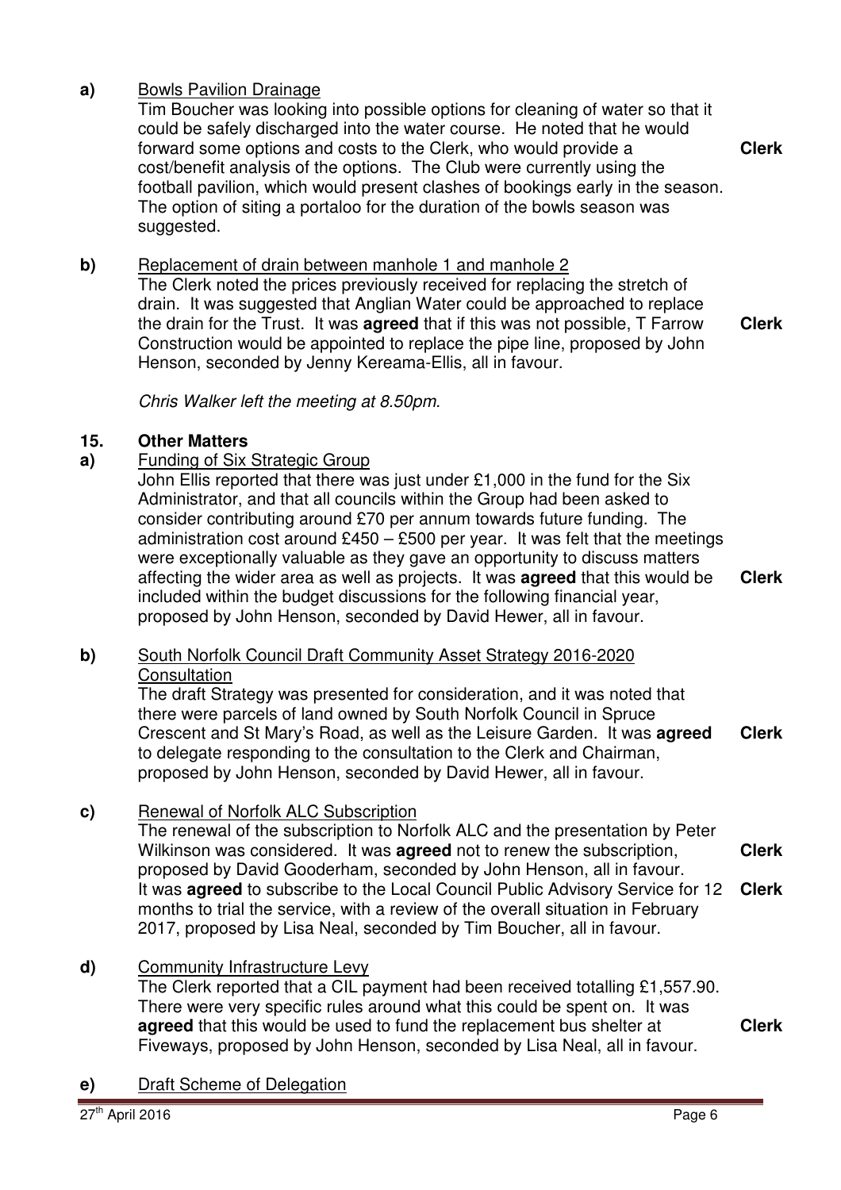**a)** Bowls Pavilion Drainage

Tim Boucher was looking into possible options for cleaning of water so that it could be safely discharged into the water course. He noted that he would forward some options and costs to the Clerk, who would provide a cost/benefit analysis of the options. The Club were currently using the football pavilion, which would present clashes of bookings early in the season. The option of siting a portaloo for the duration of the bowls season was suggested. **Clerk**

**b)** Replacement of drain between manhole 1 and manhole 2

The Clerk noted the prices previously received for replacing the stretch of drain. It was suggested that Anglian Water could be approached to replace the drain for the Trust. It was **agreed** that if this was not possible, T Farrow Construction would be appointed to replace the pipe line, proposed by John Henson, seconded by Jenny Kereama-Ellis, all in favour. **Clerk**

*Chris Walker left the meeting at 8.50pm.*

## 15. Other Matters

**a)** Funding of Six Strategic Group

John Ellis reported that there was just under £1,000 in the fund for the Six Administrator, and that all councils within the Group had been asked to consider contributing around £70 per annum towards future funding. The administration cost around £450 – £500 per year. It was felt that the meetings were exceptionally valuable as they gave an opportunity to discuss matters affecting the wider area as well as projects. It was **agreed** that this would be included within the budget discussions for the following financial year, proposed by John Henson, seconded by David Hewer, all in favour. **Clerk**

**b)** South Norfolk Council Draft Community Asset Strategy 2016-2020 Consultation

The draft Strategy was presented for consideration, and it was noted that there were parcels of land owned by South Norfolk Council in Spruce Crescent and St Mary's Road, as well as the Leisure Garden. It was **agreed** to delegate responding to the consultation to the Clerk and Chairman, proposed by John Henson, seconded by David Hewer, all in favour. **Clerk**

**c)** Renewal of Norfolk ALC Subscription

The renewal of the subscription to Norfolk ALC and the presentation by Peter Wilkinson was considered. It was **agreed** not to renew the subscription, proposed by David Gooderham, seconded by John Henson, all in favour. **Clerk**

It was **agreed** to subscribe to the Local Council Public Advisory Service for 12 months to trial the service, with a review of the overall situation in February 2017, proposed by Lisa Neal, seconded by Tim Boucher, all in favour. **Clerk**

**d)** Community Infrastructure Levy

The Clerk reported that a CIL payment had been received totalling £1,557.90. There were very specific rules around what this could be spent on. It was **agreed** that this would be used to fund the replacement bus shelter at Fiveways, proposed by John Henson, seconded by Lisa Neal, all in favour. **Clerk**

**e)** Draft Scheme of Delegation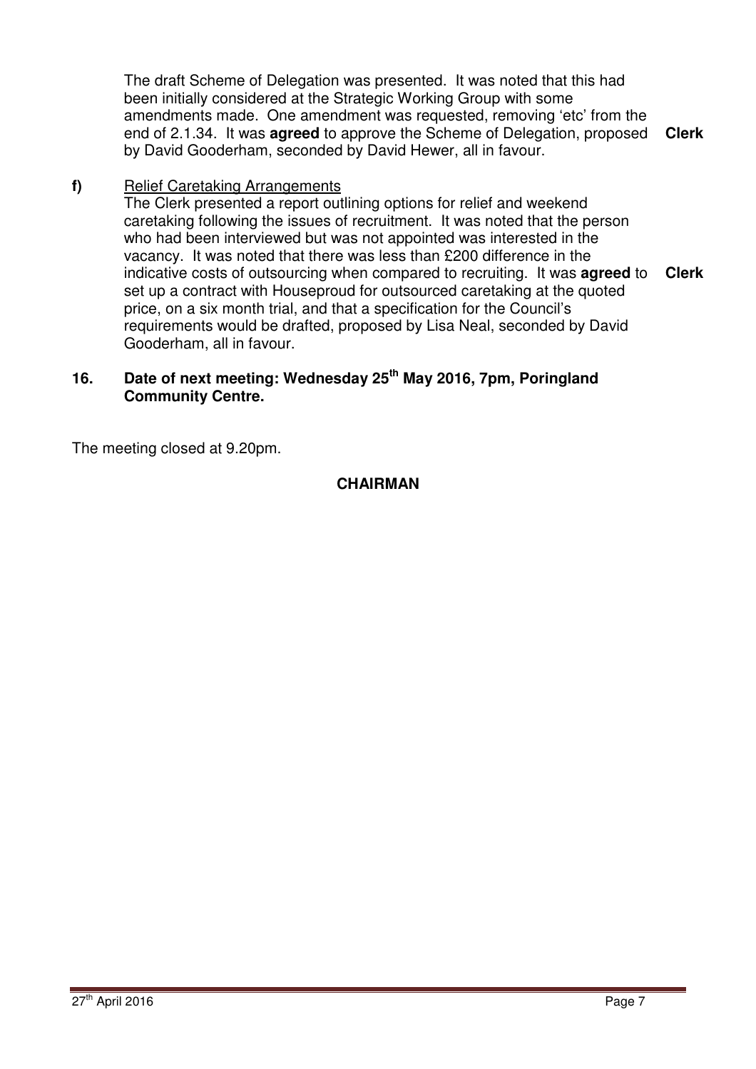The draft Scheme of Delegation was presented. It was noted that this had been initially considered at the Strategic Working Group with some amendments made. One amendment was requested, removing 'etc' from the end of 2.1.34. It was **agreed** to approve the Scheme of Delegation, proposed by David Gooderham, seconded by David Hewer, all in favour. **Clerk**

**f)** Relief Caretaking Arrangements

The Clerk presented a report outlining options for relief and weekend caretaking following the issues of recruitment. It was noted that the person who had been interviewed but was not appointed was interested in the vacancy. It was noted that there was less than £200 difference in the indicative costs of outsourcing when compared to recruiting. It was **agreed** to set up a contract with Houseproud for outsourced caretaking at the quoted price, on a six month trial, and that a specification for the Council's requirements would be drafted, proposed by Lisa Neal, seconded by David Gooderham, all in favour. **Clerk**

**16. Date of next meeting: Wednesday 25th May 2016, 7pm, Poringland Community Centre.**

The meeting closed at 9.20pm.

**CHAIRMAN**